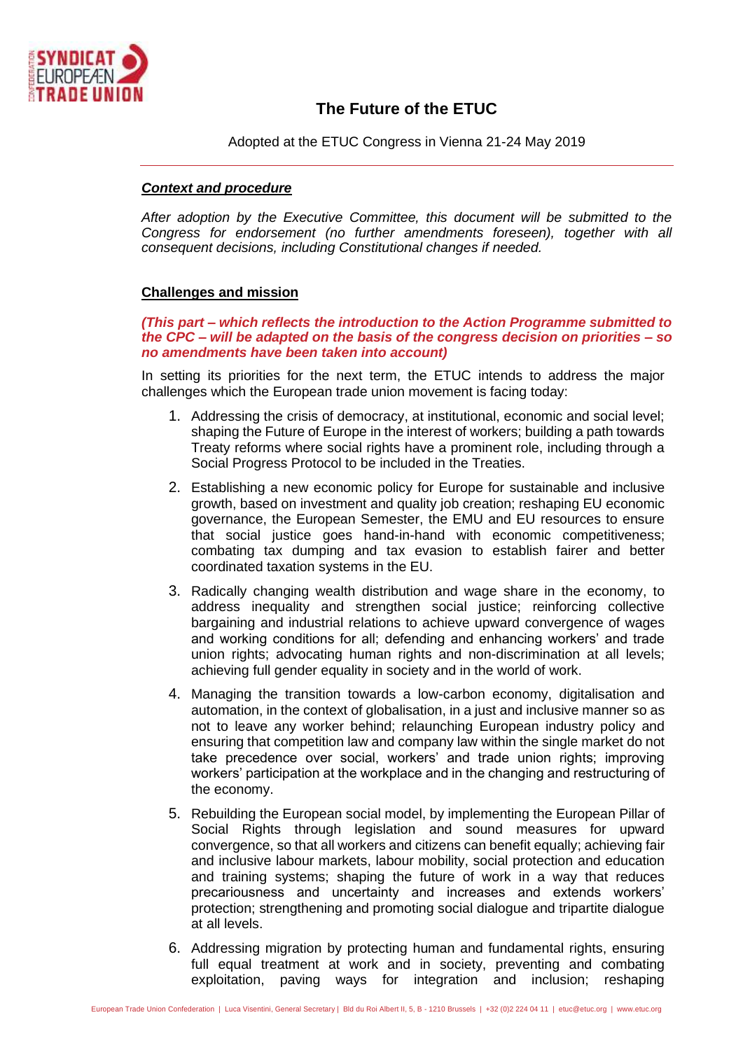# The Future of the ETUC

Adopted at the ETUC Congress in Vienna 21-24 May 2019

***Context and procedure***

*After adoption by the Executive Committee, this document will be submitted to the Congress for endorsement (no further amendments foreseen), together with all consequent decisions, including Constitutional changes if needed.*

## Challenges and mission

***(This part – which reflects the introduction to the Action Programme submitted to the CPC – will be adapted on the basis of the congress decision on priorities – so no amendments have been taken into account)***

In setting its priorities for the next term, the ETUC intends to address the major challenges which the European trade union movement is facing today:

1. Addressing the crisis of democracy, at institutional, economic and social level; shaping the Future of Europe in the interest of workers; building a path towards Treaty reforms where social rights have a prominent role, including through a Social Progress Protocol to be included in the Treaties.
2. Establishing a new economic policy for Europe for sustainable and inclusive growth, based on investment and quality job creation; reshaping EU economic governance, the European Semester, the EMU and EU resources to ensure that social justice goes hand-in-hand with economic competitiveness; combating tax dumping and tax evasion to establish fairer and better coordinated taxation systems in the EU.
3. Radically changing wealth distribution and wage share in the economy, to address inequality and strengthen social justice; reinforcing collective bargaining and industrial relations to achieve upward convergence of wages and working conditions for all; defending and enhancing workers' and trade union rights; advocating human rights and non-discrimination at all levels; achieving full gender equality in society and in the world of work.
4. Managing the transition towards a low-carbon economy, digitalisation and automation, in the context of globalisation, in a just and inclusive manner so as not to leave any worker behind; relaunching European industry policy and ensuring that competition law and company law within the single market do not take precedence over social, workers' and trade union rights; improving workers' participation at the workplace and in the changing and restructuring of the economy.
5. Rebuilding the European social model, by implementing the European Pillar of Social Rights through legislation and sound measures for upward convergence, so that all workers and citizens can benefit equally; achieving fair and inclusive labour markets, labour mobility, social protection and education and training systems; shaping the future of work in a way that reduces precariousness and uncertainty and increases and extends workers' protection; strengthening and promoting social dialogue and tripartite dialogue at all levels.
6. Addressing migration by protecting human and fundamental rights, ensuring full equal treatment at work and in society, preventing and combating exploitation, paving ways for integration and inclusion; reshaping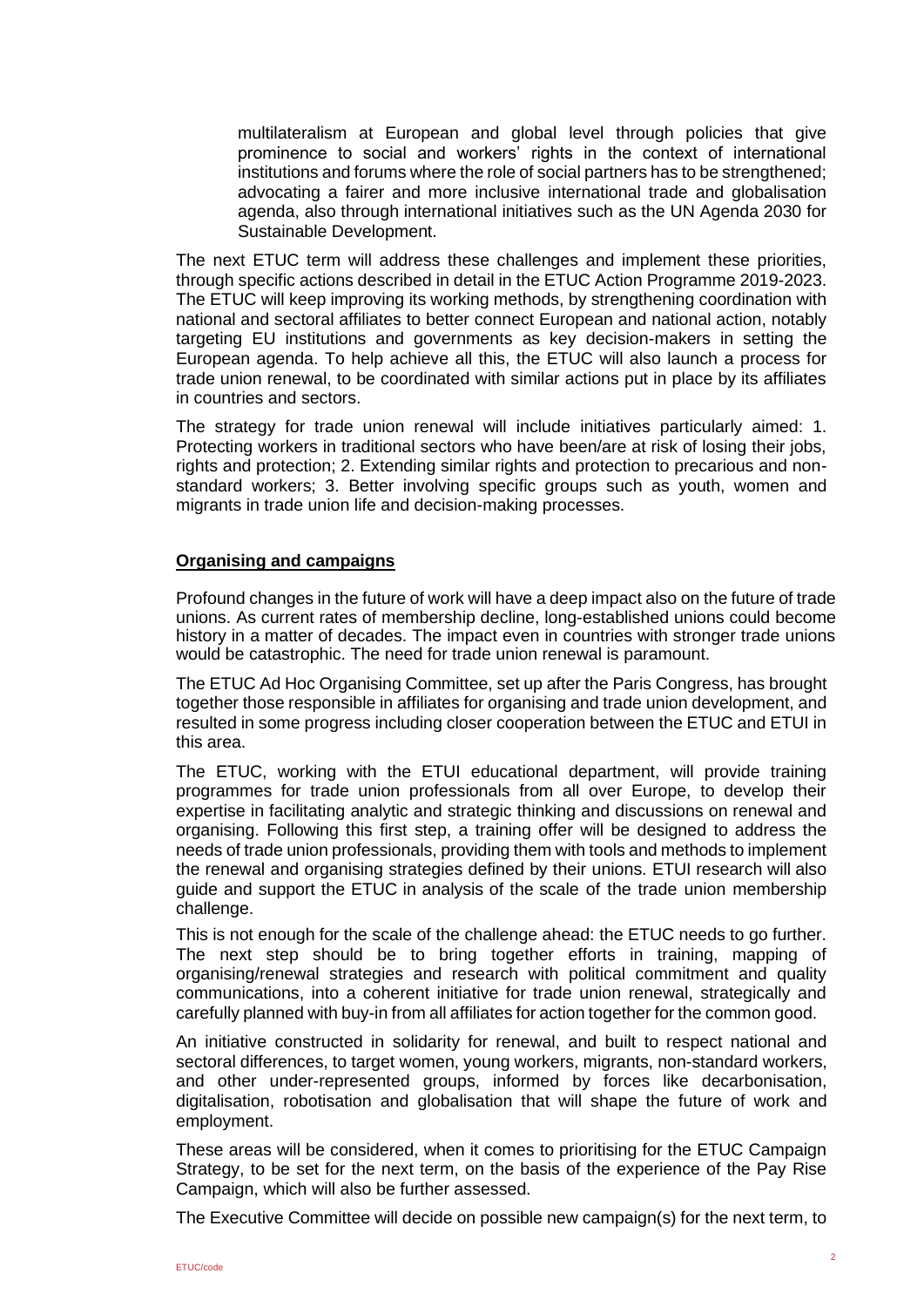multilateralism at European and global level through policies that give prominence to social and workers' rights in the context of international institutions and forums where the role of social partners has to be strengthened; advocating a fairer and more inclusive international trade and globalisation agenda, also through international initiatives such as the UN Agenda 2030 for Sustainable Development.

The next ETUC term will address these challenges and implement these priorities, through specific actions described in detail in the ETUC Action Programme 2019-2023. The ETUC will keep improving its working methods, by strengthening coordination with national and sectoral affiliates to better connect European and national action, notably targeting EU institutions and governments as key decision-makers in setting the European agenda. To help achieve all this, the ETUC will also launch a process for trade union renewal, to be coordinated with similar actions put in place by its affiliates in countries and sectors.

The strategy for trade union renewal will include initiatives particularly aimed: 1. Protecting workers in traditional sectors who have been/are at risk of losing their jobs, rights and protection; 2. Extending similar rights and protection to precarious and non-standard workers; 3. Better involving specific groups such as youth, women and migrants in trade union life and decision-making processes.

**Organising and campaigns**

Profound changes in the future of work will have a deep impact also on the future of trade unions. As current rates of membership decline, long-established unions could become history in a matter of decades. The impact even in countries with stronger trade unions would be catastrophic. The need for trade union renewal is paramount.

The ETUC Ad Hoc Organising Committee, set up after the Paris Congress, has brought together those responsible in affiliates for organising and trade union development, and resulted in some progress including closer cooperation between the ETUC and ETUI in this area.

The ETUC, working with the ETUI educational department, will provide training programmes for trade union professionals from all over Europe, to develop their expertise in facilitating analytic and strategic thinking and discussions on renewal and organising. Following this first step, a training offer will be designed to address the needs of trade union professionals, providing them with tools and methods to implement the renewal and organising strategies defined by their unions. ETUI research will also guide and support the ETUC in analysis of the scale of the trade union membership challenge.

This is not enough for the scale of the challenge ahead: the ETUC needs to go further. The next step should be to bring together efforts in training, mapping of organising/renewal strategies and research with political commitment and quality communications, into a coherent initiative for trade union renewal, strategically and carefully planned with buy-in from all affiliates for action together for the common good.

An initiative constructed in solidarity for renewal, and built to respect national and sectoral differences, to target women, young workers, migrants, non-standard workers, and other under-represented groups, informed by forces like decarbonisation, digitalisation, robotisation and globalisation that will shape the future of work and employment.

These areas will be considered, when it comes to prioritising for the ETUC Campaign Strategy, to be set for the next term, on the basis of the experience of the Pay Rise Campaign, which will also be further assessed.

The Executive Committee will decide on possible new campaign(s) for the next term, to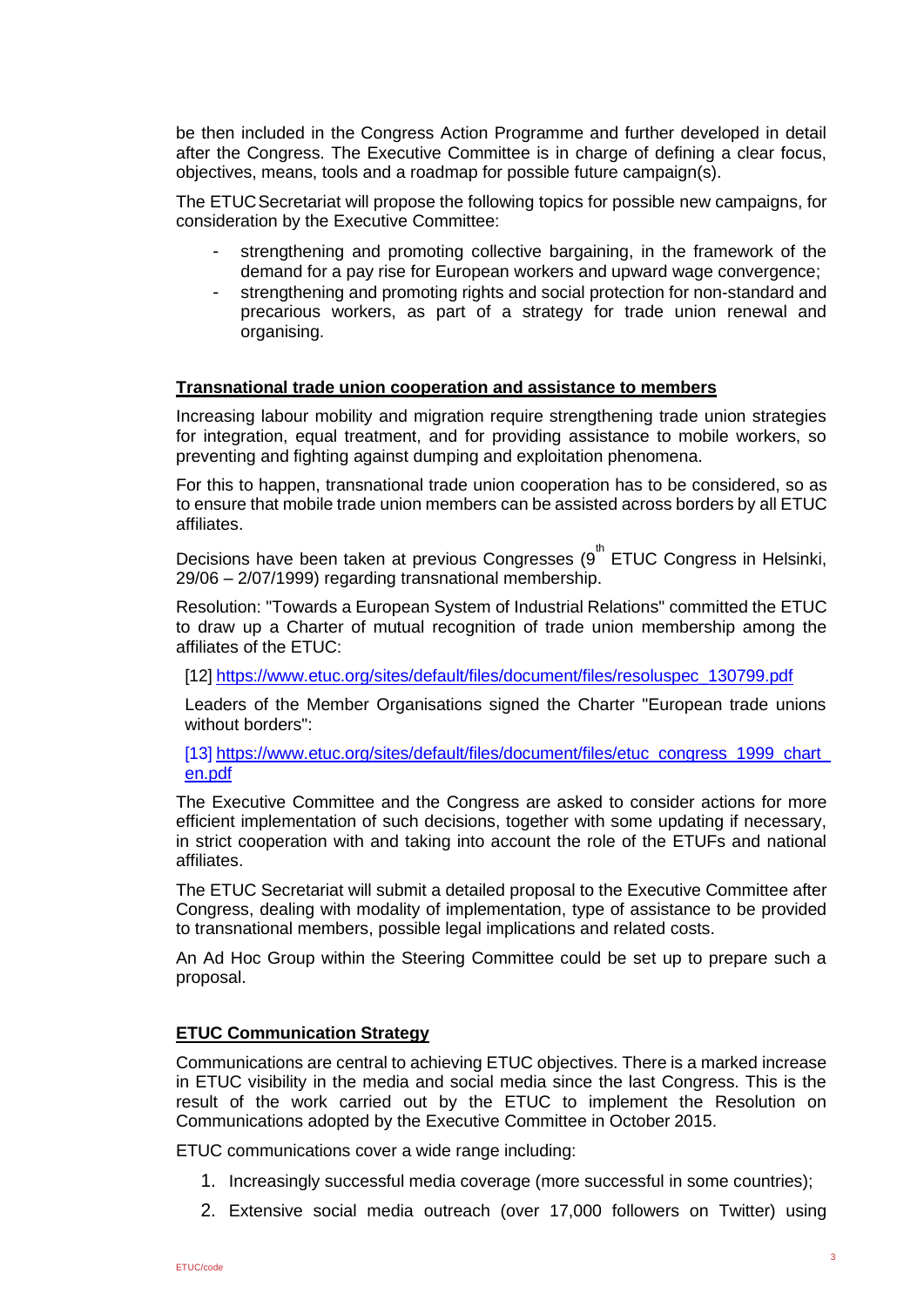be then included in the Congress Action Programme and further developed in detail after the Congress. The Executive Committee is in charge of defining a clear focus, objectives, means, tools and a roadmap for possible future campaign(s).

The ETUC Secretariat will propose the following topics for possible new campaigns, for consideration by the Executive Committee:

- strengthening and promoting collective bargaining, in the framework of the demand for a pay rise for European workers and upward wage convergence;
- strengthening and promoting rights and social protection for non-standard and precarious workers, as part of a strategy for trade union renewal and organising.

**Transnational trade union cooperation and assistance to members**

Increasing labour mobility and migration require strengthening trade union strategies for integration, equal treatment, and for providing assistance to mobile workers, so preventing and fighting against dumping and exploitation phenomena.

For this to happen, transnational trade union cooperation has to be considered, so as to ensure that mobile trade union members can be assisted across borders by all ETUC affiliates.

Decisions have been taken at previous Congresses (9th ETUC Congress in Helsinki, 29/06 – 2/07/1999) regarding transnational membership.

Resolution: "Towards a European System of Industrial Relations" committed the ETUC to draw up a Charter of mutual recognition of trade union membership among the affiliates of the ETUC:

[12] https://www.etuc.org/sites/default/files/document/files/resoluspec_130799.pdf

Leaders of the Member Organisations signed the Charter "European trade unions without borders":

[13] https://www.etuc.org/sites/default/files/document/files/etuc_congress_1999_chart_en.pdf

The Executive Committee and the Congress are asked to consider actions for more efficient implementation of such decisions, together with some updating if necessary, in strict cooperation with and taking into account the role of the ETUFs and national affiliates.

The ETUC Secretariat will submit a detailed proposal to the Executive Committee after Congress, dealing with modality of implementation, type of assistance to be provided to transnational members, possible legal implications and related costs.

An Ad Hoc Group within the Steering Committee could be set up to prepare such a proposal.

**ETUC Communication Strategy**

Communications are central to achieving ETUC objectives. There is a marked increase in ETUC visibility in the media and social media since the last Congress. This is the result of the work carried out by the ETUC to implement the Resolution on Communications adopted by the Executive Committee in October 2015.

ETUC communications cover a wide range including:

1. Increasingly successful media coverage (more successful in some countries);
2. Extensive social media outreach (over 17,000 followers on Twitter) using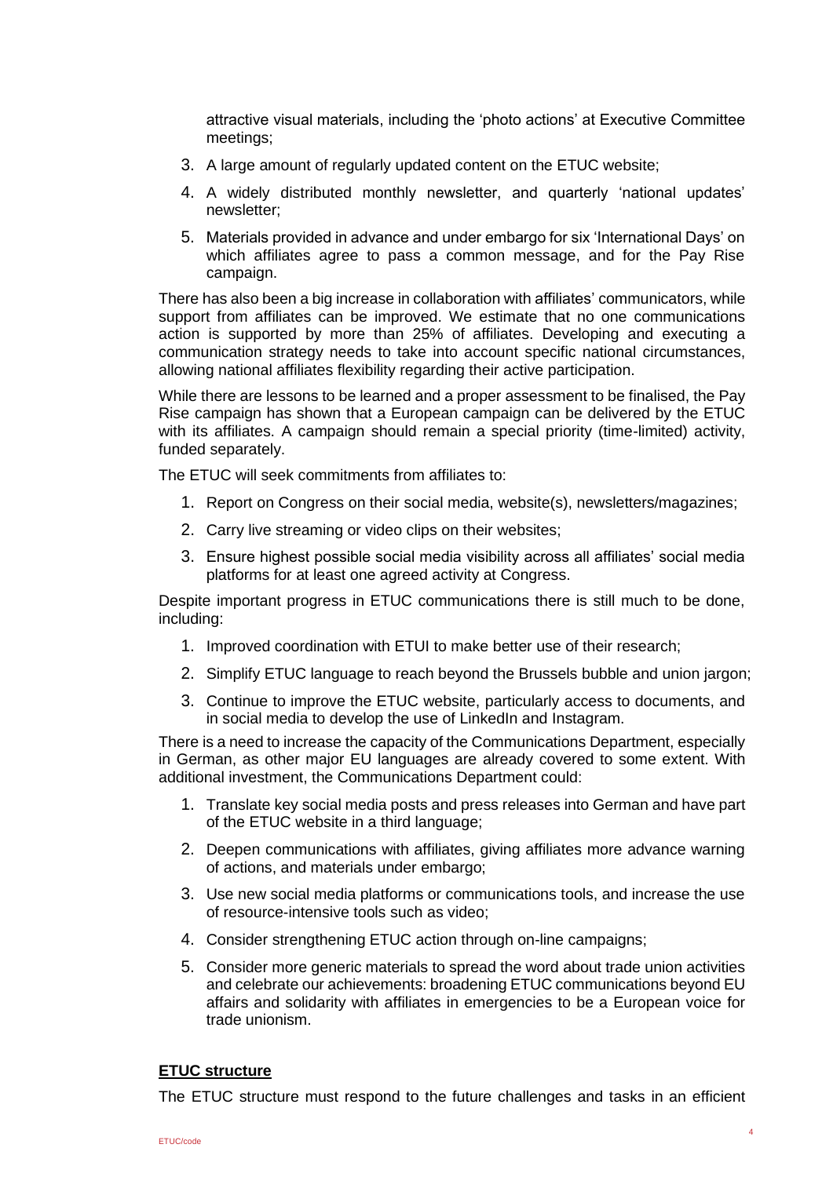attractive visual materials, including the 'photo actions' at Executive Committee meetings;

3. A large amount of regularly updated content on the ETUC website;
4. A widely distributed monthly newsletter, and quarterly 'national updates' newsletter;
5. Materials provided in advance and under embargo for six 'International Days' on which affiliates agree to pass a common message, and for the Pay Rise campaign.

There has also been a big increase in collaboration with affiliates' communicators, while support from affiliates can be improved. We estimate that no one communications action is supported by more than 25% of affiliates. Developing and executing a communication strategy needs to take into account specific national circumstances, allowing national affiliates flexibility regarding their active participation.

While there are lessons to be learned and a proper assessment to be finalised, the Pay Rise campaign has shown that a European campaign can be delivered by the ETUC with its affiliates. A campaign should remain a special priority (time-limited) activity, funded separately.

The ETUC will seek commitments from affiliates to:

1. Report on Congress on their social media, website(s), newsletters/magazines;
2. Carry live streaming or video clips on their websites;
3. Ensure highest possible social media visibility across all affiliates' social media platforms for at least one agreed activity at Congress.

Despite important progress in ETUC communications there is still much to be done, including:

1. Improved coordination with ETUI to make better use of their research;
2. Simplify ETUC language to reach beyond the Brussels bubble and union jargon;
3. Continue to improve the ETUC website, particularly access to documents, and in social media to develop the use of LinkedIn and Instagram.

There is a need to increase the capacity of the Communications Department, especially in German, as other major EU languages are already covered to some extent. With additional investment, the Communications Department could:

1. Translate key social media posts and press releases into German and have part of the ETUC website in a third language;
2. Deepen communications with affiliates, giving affiliates more advance warning of actions, and materials under embargo;
3. Use new social media platforms or communications tools, and increase the use of resource-intensive tools such as video;
4. Consider strengthening ETUC action through on-line campaigns;
5. Consider more generic materials to spread the word about trade union activities and celebrate our achievements: broadening ETUC communications beyond EU affairs and solidarity with affiliates in emergencies to be a European voice for trade unionism.

## ETUC structure

The ETUC structure must respond to the future challenges and tasks in an efficient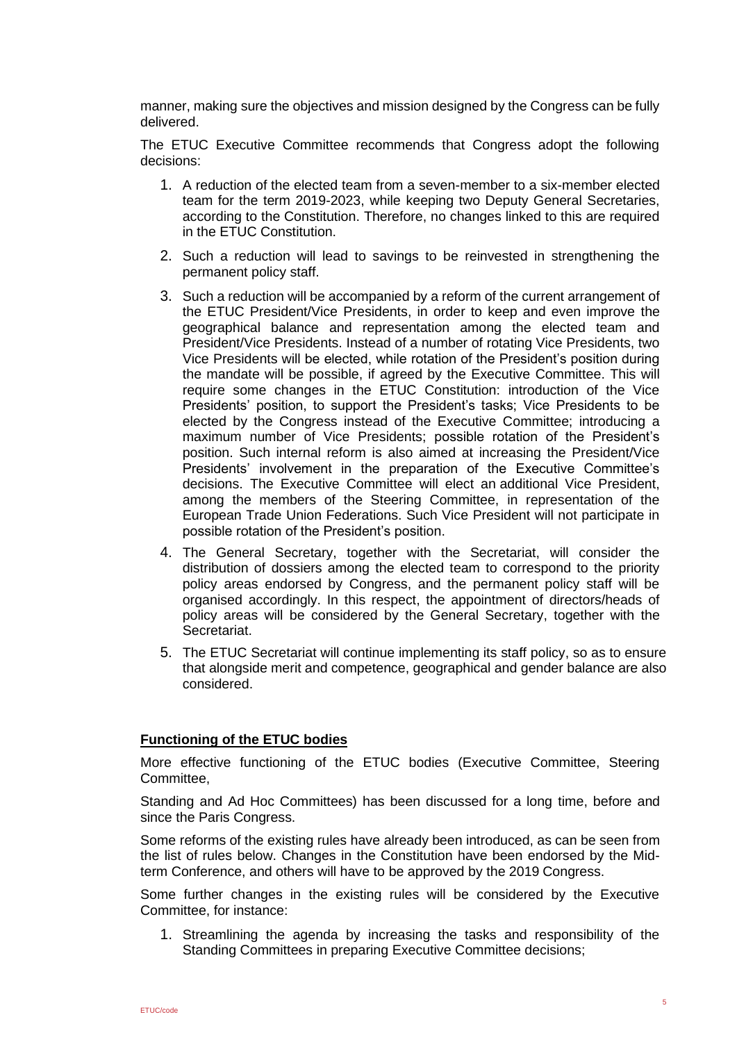manner, making sure the objectives and mission designed by the Congress can be fully delivered.

The ETUC Executive Committee recommends that Congress adopt the following decisions:

1. A reduction of the elected team from a seven-member to a six-member elected team for the term 2019-2023, while keeping two Deputy General Secretaries, according to the Constitution. Therefore, no changes linked to this are required in the ETUC Constitution.
2. Such a reduction will lead to savings to be reinvested in strengthening the permanent policy staff.
3. Such a reduction will be accompanied by a reform of the current arrangement of the ETUC President/Vice Presidents, in order to keep and even improve the geographical balance and representation among the elected team and President/Vice Presidents. Instead of a number of rotating Vice Presidents, two Vice Presidents will be elected, while rotation of the President's position during the mandate will be possible, if agreed by the Executive Committee. This will require some changes in the ETUC Constitution: introduction of the Vice Presidents' position, to support the President's tasks; Vice Presidents to be elected by the Congress instead of the Executive Committee; introducing a maximum number of Vice Presidents; possible rotation of the President's position. Such internal reform is also aimed at increasing the President/Vice Presidents' involvement in the preparation of the Executive Committee's decisions. The Executive Committee will elect an additional Vice President, among the members of the Steering Committee, in representation of the European Trade Union Federations. Such Vice President will not participate in possible rotation of the President's position.
4. The General Secretary, together with the Secretariat, will consider the distribution of dossiers among the elected team to correspond to the priority policy areas endorsed by Congress, and the permanent policy staff will be organised accordingly. In this respect, the appointment of directors/heads of policy areas will be considered by the General Secretary, together with the Secretariat.
5. The ETUC Secretariat will continue implementing its staff policy, so as to ensure that alongside merit and competence, geographical and gender balance are also considered.

**Functioning of the ETUC bodies**

More effective functioning of the ETUC bodies (Executive Committee, Steering Committee,

Standing and Ad Hoc Committees) has been discussed for a long time, before and since the Paris Congress.

Some reforms of the existing rules have already been introduced, as can be seen from the list of rules below. Changes in the Constitution have been endorsed by the Mid-term Conference, and others will have to be approved by the 2019 Congress.

Some further changes in the existing rules will be considered by the Executive Committee, for instance:

1. Streamlining the agenda by increasing the tasks and responsibility of the Standing Committees in preparing Executive Committee decisions;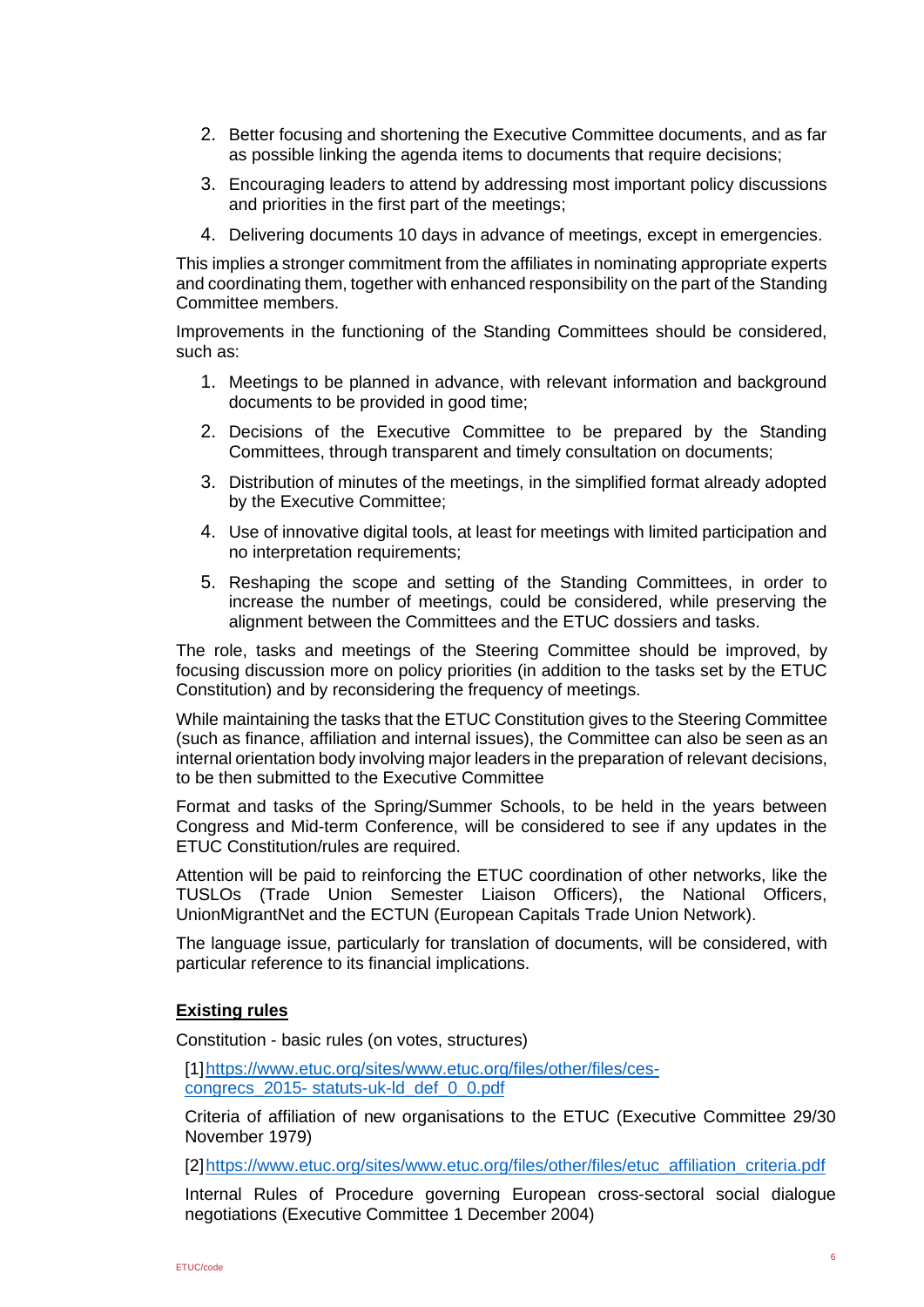2. Better focusing and shortening the Executive Committee documents, and as far as possible linking the agenda items to documents that require decisions;
3. Encouraging leaders to attend by addressing most important policy discussions and priorities in the first part of the meetings;
4. Delivering documents 10 days in advance of meetings, except in emergencies.

This implies a stronger commitment from the affiliates in nominating appropriate experts and coordinating them, together with enhanced responsibility on the part of the Standing Committee members.

Improvements in the functioning of the Standing Committees should be considered, such as:

1. Meetings to be planned in advance, with relevant information and background documents to be provided in good time;
2. Decisions of the Executive Committee to be prepared by the Standing Committees, through transparent and timely consultation on documents;
3. Distribution of minutes of the meetings, in the simplified format already adopted by the Executive Committee;
4. Use of innovative digital tools, at least for meetings with limited participation and no interpretation requirements;
5. Reshaping the scope and setting of the Standing Committees, in order to increase the number of meetings, could be considered, while preserving the alignment between the Committees and the ETUC dossiers and tasks.

The role, tasks and meetings of the Steering Committee should be improved, by focusing discussion more on policy priorities (in addition to the tasks set by the ETUC Constitution) and by reconsidering the frequency of meetings.

While maintaining the tasks that the ETUC Constitution gives to the Steering Committee (such as finance, affiliation and internal issues), the Committee can also be seen as an internal orientation body involving major leaders in the preparation of relevant decisions, to be then submitted to the Executive Committee

Format and tasks of the Spring/Summer Schools, to be held in the years between Congress and Mid-term Conference, will be considered to see if any updates in the ETUC Constitution/rules are required.

Attention will be paid to reinforcing the ETUC coordination of other networks, like the TUSLOs (Trade Union Semester Liaison Officers), the National Officers, UnionMigrantNet and the ECTUN (European Capitals Trade Union Network).

The language issue, particularly for translation of documents, will be considered, with particular reference to its financial implications.

**Existing rules**

Constitution - basic rules (on votes, structures)

[1] https://www.etuc.org/sites/www.etuc.org/files/other/files/ces-congrecs_2015- statuts-uk-ld_def_0_0.pdf

Criteria of affiliation of new organisations to the ETUC (Executive Committee 29/30 November 1979)

[2] https://www.etuc.org/sites/www.etuc.org/files/other/files/etuc_affiliation_criteria.pdf

Internal Rules of Procedure governing European cross-sectoral social dialogue negotiations (Executive Committee 1 December 2004)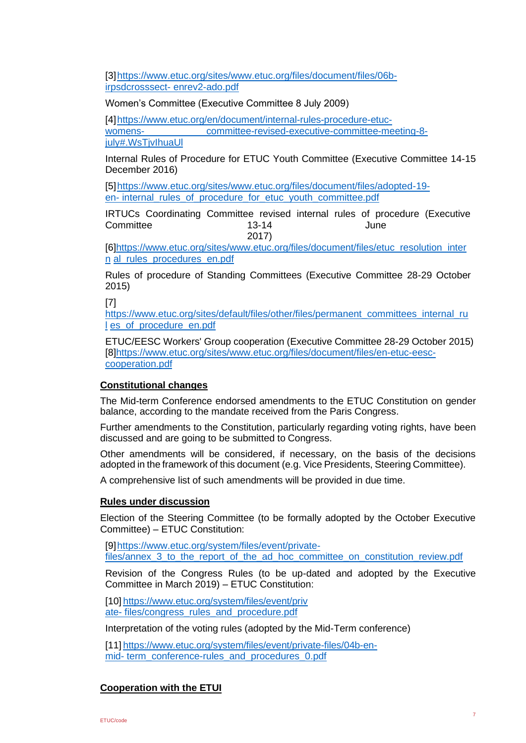[3] https://www.etuc.org/sites/www.etuc.org/files/document/files/06b-irpsdcrosssect- enrev2-ado.pdf

Women's Committee (Executive Committee 8 July 2009)

[4] https://www.etuc.org/en/document/internal-rules-procedure-etuc-womens- committee-revised-executive-committee-meeting-8-july#.WsTjvIhuaUl

Internal Rules of Procedure for ETUC Youth Committee (Executive Committee 14-15 December 2016)

[5] https://www.etuc.org/sites/www.etuc.org/files/document/files/adopted-19-en- internal_rules_of_procedure_for_etuc_youth_committee.pdf

IRTUCs Coordinating Committee revised internal rules of procedure (Executive Committee 13-14 June 2017)

[6]https://www.etuc.org/sites/www.etuc.org/files/document/files/etuc_resolution_intern al_rules_procedures_en.pdf

Rules of procedure of Standing Committees (Executive Committee 28-29 October 2015)

[7] https://www.etuc.org/sites/default/files/other/files/permanent_committees_internal_rul es_of_procedure_en.pdf

ETUC/EESC Workers' Group cooperation (Executive Committee 28-29 October 2015) [8]https://www.etuc.org/sites/www.etuc.org/files/document/files/en-etuc-eesc-cooperation.pdf

**Constitutional changes**

The Mid-term Conference endorsed amendments to the ETUC Constitution on gender balance, according to the mandate received from the Paris Congress.

Further amendments to the Constitution, particularly regarding voting rights, have been discussed and are going to be submitted to Congress.

Other amendments will be considered, if necessary, on the basis of the decisions adopted in the framework of this document (e.g. Vice Presidents, Steering Committee).

A comprehensive list of such amendments will be provided in due time.

**Rules under discussion**

Election of the Steering Committee (to be formally adopted by the October Executive Committee) – ETUC Constitution:

[9] https://www.etuc.org/system/files/event/private-files/annex_3_to_the_report_of_the_ad_hoc_committee_on_constitution_review.pdf

Revision of the Congress Rules (to be up-dated and adopted by the Executive Committee in March 2019) – ETUC Constitution:

[10] https://www.etuc.org/system/files/event/private- files/congress_rules_and_procedure.pdf

Interpretation of the voting rules (adopted by the Mid-Term conference)

[11] https://www.etuc.org/system/files/event/private-files/04b-en-mid- term_conference-rules_and_procedures_0.pdf

**Cooperation with the ETUI**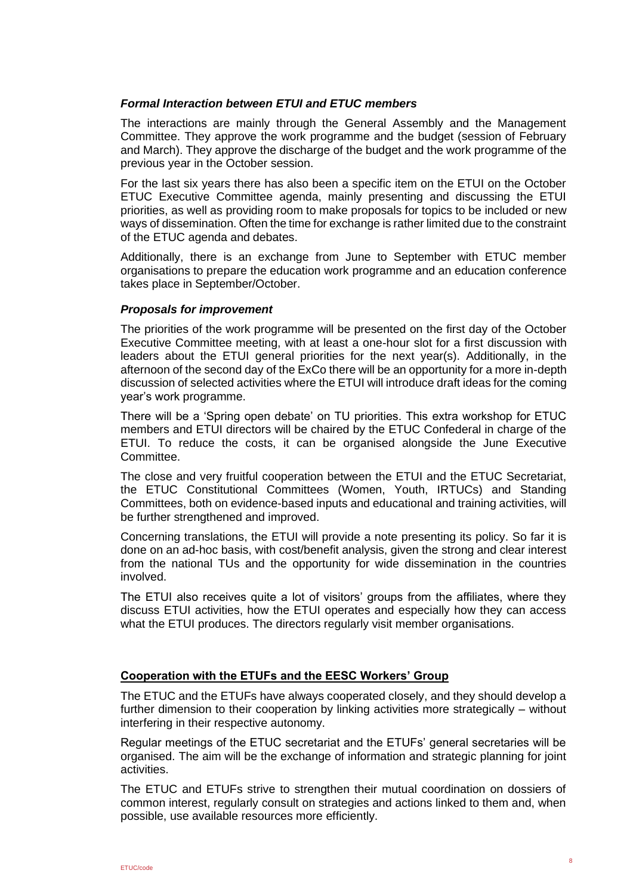#### *Formal Interaction between ETUI and ETUC members*

The interactions are mainly through the General Assembly and the Management Committee. They approve the work programme and the budget (session of February and March). They approve the discharge of the budget and the work programme of the previous year in the October session.

For the last six years there has also been a specific item on the ETUI on the October ETUC Executive Committee agenda, mainly presenting and discussing the ETUI priorities, as well as providing room to make proposals for topics to be included or new ways of dissemination. Often the time for exchange is rather limited due to the constraint of the ETUC agenda and debates.

Additionally, there is an exchange from June to September with ETUC member organisations to prepare the education work programme and an education conference takes place in September/October.

#### *Proposals for improvement*

The priorities of the work programme will be presented on the first day of the October Executive Committee meeting, with at least a one-hour slot for a first discussion with leaders about the ETUI general priorities for the next year(s). Additionally, in the afternoon of the second day of the ExCo there will be an opportunity for a more in-depth discussion of selected activities where the ETUI will introduce draft ideas for the coming year's work programme.

There will be a 'Spring open debate' on TU priorities. This extra workshop for ETUC members and ETUI directors will be chaired by the ETUC Confederal in charge of the ETUI. To reduce the costs, it can be organised alongside the June Executive Committee.

The close and very fruitful cooperation between the ETUI and the ETUC Secretariat, the ETUC Constitutional Committees (Women, Youth, IRTUCs) and Standing Committees, both on evidence-based inputs and educational and training activities, will be further strengthened and improved.

Concerning translations, the ETUI will provide a note presenting its policy. So far it is done on an ad-hoc basis, with cost/benefit analysis, given the strong and clear interest from the national TUs and the opportunity for wide dissemination in the countries involved.

The ETUI also receives quite a lot of visitors' groups from the affiliates, where they discuss ETUI activities, how the ETUI operates and especially how they can access what the ETUI produces. The directors regularly visit member organisations.

### **Cooperation with the ETUFs and the EESC Workers' Group**

The ETUC and the ETUFs have always cooperated closely, and they should develop a further dimension to their cooperation by linking activities more strategically – without interfering in their respective autonomy.

Regular meetings of the ETUC secretariat and the ETUFs' general secretaries will be organised. The aim will be the exchange of information and strategic planning for joint activities.

The ETUC and ETUFs strive to strengthen their mutual coordination on dossiers of common interest, regularly consult on strategies and actions linked to them and, when possible, use available resources more efficiently.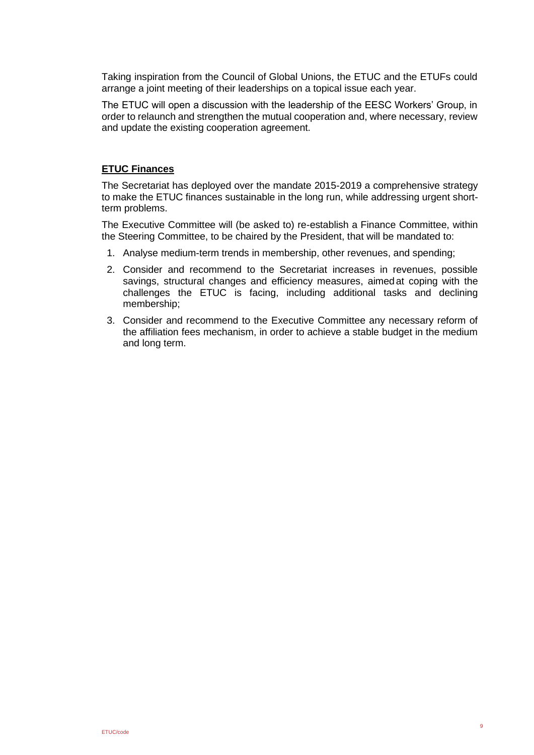Taking inspiration from the Council of Global Unions, the ETUC and the ETUFs could arrange a joint meeting of their leaderships on a topical issue each year.

The ETUC will open a discussion with the leadership of the EESC Workers' Group, in order to relaunch and strengthen the mutual cooperation and, where necessary, review and update the existing cooperation agreement.

**ETUC Finances**

The Secretariat has deployed over the mandate 2015-2019 a comprehensive strategy to make the ETUC finances sustainable in the long run, while addressing urgent short-term problems.

The Executive Committee will (be asked to) re-establish a Finance Committee, within the Steering Committee, to be chaired by the President, that will be mandated to:

1. Analyse medium-term trends in membership, other revenues, and spending;
2. Consider and recommend to the Secretariat increases in revenues, possible savings, structural changes and efficiency measures, aimed at coping with the challenges the ETUC is facing, including additional tasks and declining membership;
3. Consider and recommend to the Executive Committee any necessary reform of the affiliation fees mechanism, in order to achieve a stable budget in the medium and long term.